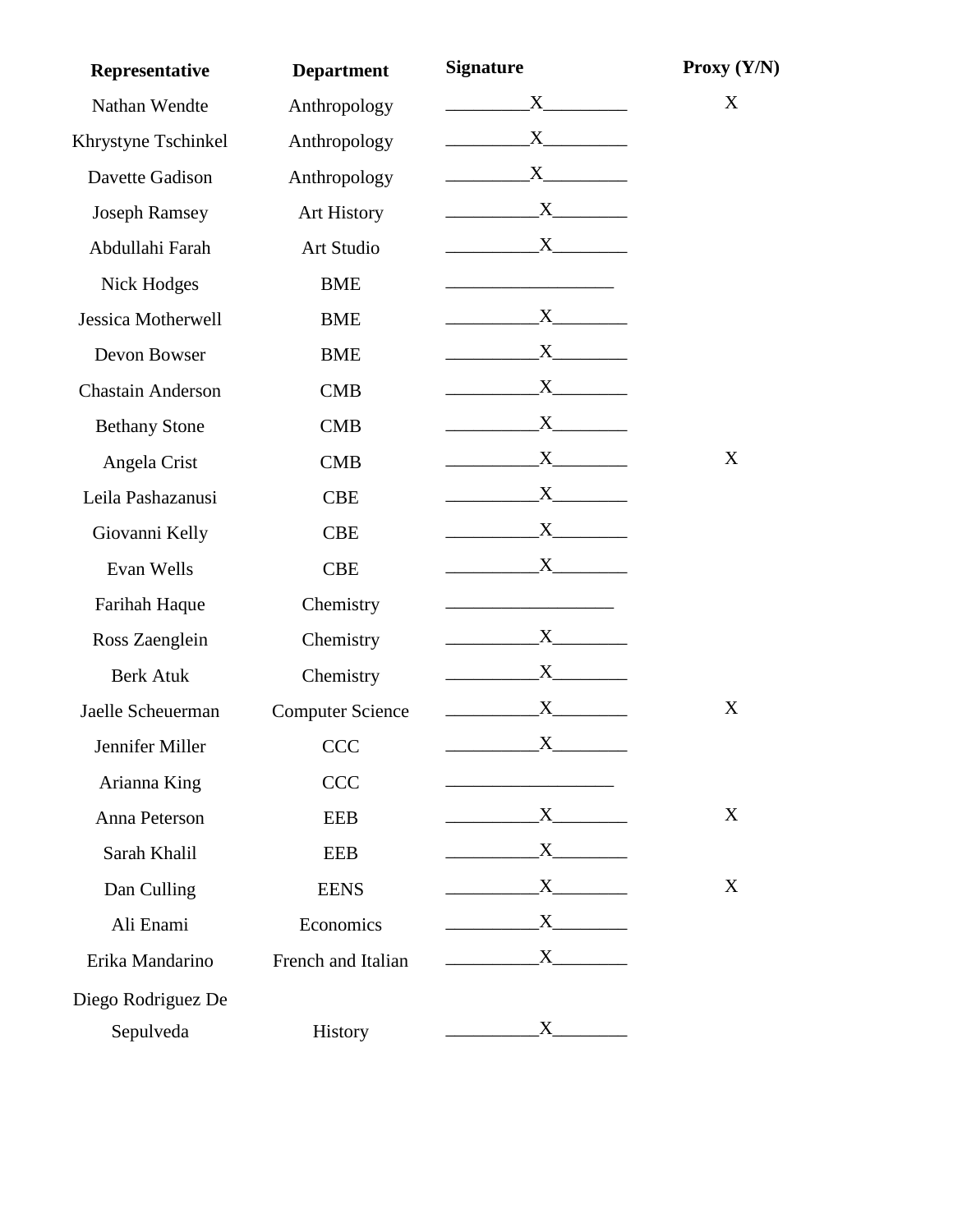| Representative | Department | Signature | Proxy (Y/N) |
|---|---|---|---|
| Nathan Wendte | Anthropology | X | X |
| Khrystyne Tschinkel | Anthropology | X | |
| Davette Gadison | Anthropology | X | |
| Joseph Ramsey | Art History | X | |
| Abdullahi Farah | Art Studio | X | |
| Nick Hodges | BME | | |
| Jessica Motherwell | BME | X | |
| Devon Bowser | BME | X | |
| Chastain Anderson | CMB | X | |
| Bethany Stone | CMB | X | |
| Angela Crist | CMB | X | X |
| Leila Pashazanusi | CBE | X | |
| Giovanni Kelly | CBE | X | |
| Evan Wells | CBE | X | |
| Farihah Haque | Chemistry | | |
| Ross Zaenglein | Chemistry | X | |
| Berk Atuk | Chemistry | X | |
| Jaelle Scheuerman | Computer Science | X | X |
| Jennifer Miller | CCC | X | |
| Arianna King | CCC | | |
| Anna Peterson | EEB | X | X |
| Sarah Khalil | EEB | X | |
| Dan Culling | EENS | X | X |
| Ali Enami | Economics | X | |
| Erika Mandarino | French and Italian | X | |
| Diego Rodriguez De Sepulveda | History | X | |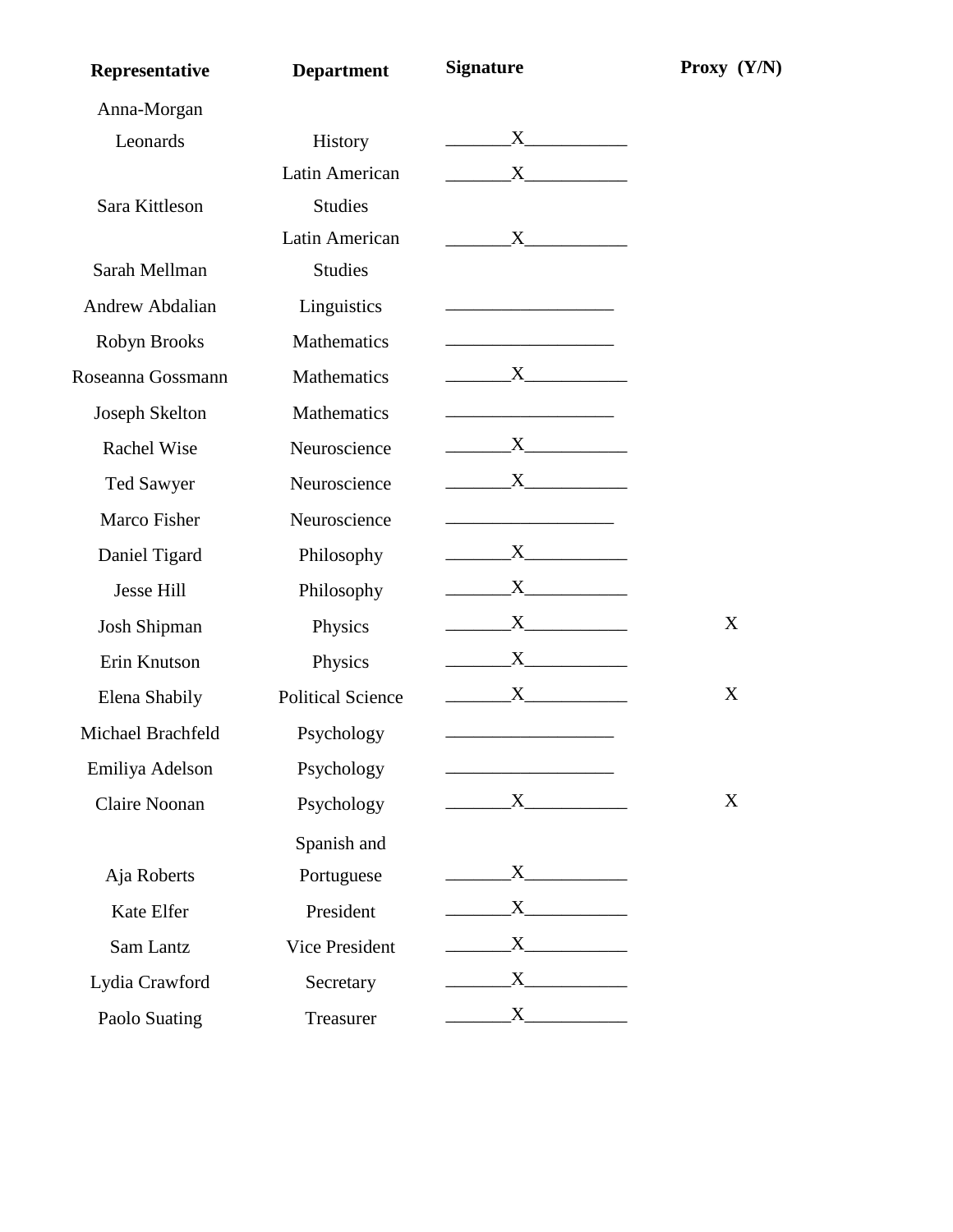| Representative | Department | Signature | Proxy (Y/N) |
|---|---|---|---|
| Anna-Morgan Leonards | History | _______X___________ | |
| Sara Kittleson | Latin American Studies | _______X___________ | |
| Sarah Mellman | Latin American Studies | _______X___________ | |
| Andrew Abdalian | Linguistics | __________________ | |
| Robyn Brooks | Mathematics | __________________ | |
| Roseanna Gossmann | Mathematics | _______X___________ | |
| Joseph Skelton | Mathematics | __________________ | |
| Rachel Wise | Neuroscience | _______X___________ | |
| Ted Sawyer | Neuroscience | _______X___________ | |
| Marco Fisher | Neuroscience | __________________ | |
| Daniel Tigard | Philosophy | _______X___________ | |
| Jesse Hill | Philosophy | _______X___________ | |
| Josh Shipman | Physics | _______X___________ | X |
| Erin Knutson | Physics | _______X___________ | |
| Elena Shabily | Political Science | _______X___________ | X |
| Michael Brachfeld | Psychology | __________________ | |
| Emiliya Adelson | Psychology | __________________ | |
| Claire Noonan | Psychology | _______X___________ | X |
| Aja Roberts | Spanish and Portuguese | _______X___________ | |
| Kate Elfer | President | _______X___________ | |
| Sam Lantz | Vice President | _______X___________ | |
| Lydia Crawford | Secretary | _______X___________ | |
| Paolo Suating | Treasurer | _______X___________ | |